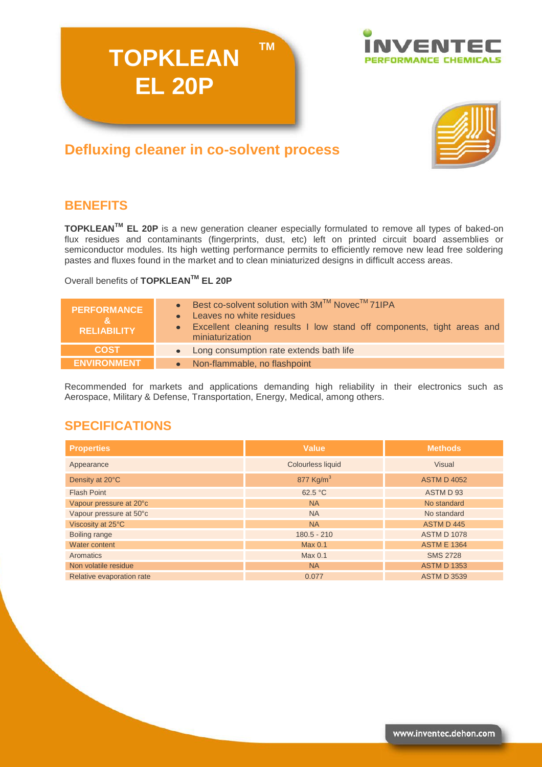# TOPKLEAN™ EL 20P

INVENTEC PERFORMANCE CHEMICALS

## Defluxing cleaner in co-solvent process

## BENEFITS

**TOPKLEAN™ EL 20P** is a new generation cleaner especially formulated to remove all types of baked-on flux residues and contaminants (fingerprints, dust, etc) left on printed circuit board assemblies or semiconductor modules. Its high wetting performance permits to efficiently remove new lead free soldering pastes and fluxes found in the market and to clean miniaturized designs in difficult access areas.

Overall benefits of **TOPKLEAN™ EL 20P**

| | |
|---|---|
| **PERFORMANCE & RELIABILITY** | • Best co-solvent solution with 3M™ Novec™ 71IPA<br>• Leaves no white residues<br>• Excellent cleaning results I low stand off components, tight areas and miniaturization |
| **COST** | • Long consumption rate extends bath life |
| **ENVIRONMENT** | • Non-flammable, no flashpoint |

Recommended for markets and applications demanding high reliability in their electronics such as Aerospace, Military & Defense, Transportation, Energy, Medical, among others.

## SPECIFICATIONS

| Properties | Value | Methods |
|---|---|---|
| Appearance | Colourless liquid | Visual |
| Density at 20°C | 877 Kg/m$^3$ | ASTM D 4052 |
| Flash Point | 62.5 °C | ASTM D 93 |
| Vapour pressure at 20°c | NA | No standard |
| Vapour pressure at 50°c | NA | No standard |
| Viscosity at 25°C | NA | ASTM D 445 |
| Boiling range | 180.5 - 210 | ASTM D 1078 |
| Water content | Max 0.1 | ASTM E 1364 |
| Aromatics | Max 0.1 | SMS 2728 |
| Non volatile residue | NA | ASTM D 1353 |
| Relative evaporation rate | 0.077 | ASTM D 3539 |

www.inventec.dehon.com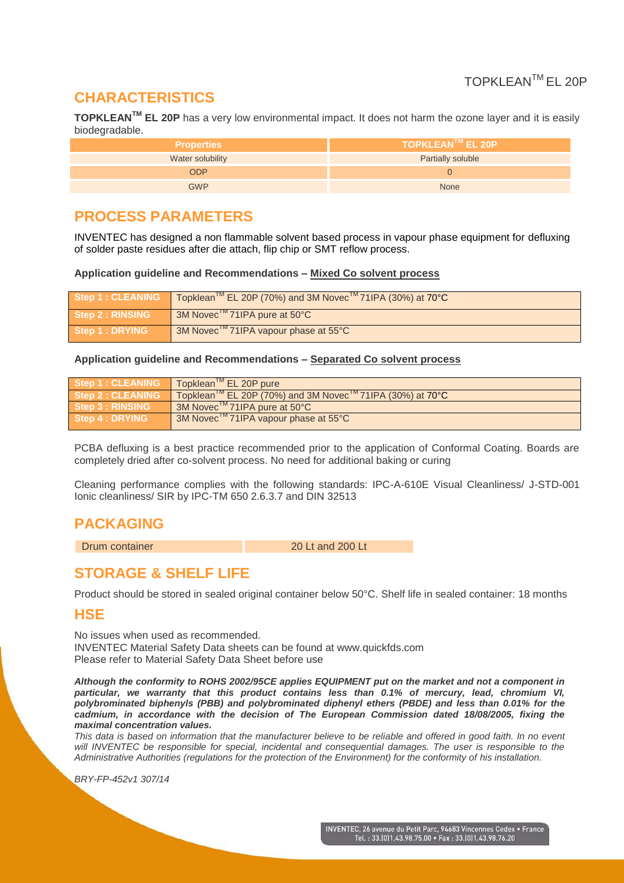## CHARACTERISTICS

**TOPKLEAN[TM] EL 20P** has a very low environmental impact. It does not harm the ozone layer and it is easily biodegradable.

| Properties | TOPKLEAN[TM] EL 20P |
| --- | --- |
| Water solubility | Partially soluble |
| ODP | 0 |
| GWP | None |

## PROCESS PARAMETERS

INVENTEC has designed a non flammable solvent based process in vapour phase equipment for defluxing of solder paste residues after die attach, flip chip or SMT reflow process.

**Application guideline and Recommendations – Mixed Co solvent process**

| | |
| --- | --- |
| Step 1 : CLEANING | Topklean[TM] EL 20P (70%) and 3M Novec[TM] 71IPA (30%) at 70°C |
| Step 2 : RINSING | 3M Novec[TM] 71IPA pure at 50°C |
| Step 1 : DRYING | 3M Novec[TM] 71IPA vapour phase at 55°C |

**Application guideline and Recommendations – Separated Co solvent process**

| | |
| --- | --- |
| Step 1 : CLEANING | Topklean[TM] EL 20P pure |
| Step 2 : CLEANING | Topklean[TM] EL 20P (70%) and 3M Novec[TM] 71IPA (30%) at 70°C |
| Step 3 : RINSING | 3M Novec[TM] 71IPA pure at 50°C |
| Step 4 : DRYING | 3M Novec[TM] 71IPA vapour phase at 55°C |

PCBA defluxing is a best practice recommended prior to the application of Conformal Coating. Boards are completely dried after co-solvent process. No need for additional baking or curing

Cleaning performance complies with the following standards: IPC-A-610E Visual Cleanliness/ J-STD-001 Ionic cleanliness/ SIR by IPC-TM 650 2.6.3.7 and DIN 32513

## PACKAGING

| | |
| --- | --- |
| Drum container | 20 Lt and 200 Lt |

## STORAGE & SHELF LIFE

Product should be stored in sealed original container below 50°C. Shelf life in sealed container: 18 months

## HSE

No issues when used as recommended.
INVENTEC Material Safety Data sheets can be found at www.quickfds.com
Please refer to Material Safety Data Sheet before use

***Although the conformity to ROHS 2002/95CE applies EQUIPMENT put on the market and not a component in particular, we warranty that this product contains less than 0.1% of mercury, lead, chromium VI, polybrominated biphenyls (PBB) and polybrominated diphenyl ethers (PBDE) and less than 0.01% for the cadmium, in accordance with the decision of The European Commission dated 18/08/2005, fixing the maximal concentration values.***

*This data is based on information that the manufacturer believe to be reliable and offered in good faith. In no event will INVENTEC be responsible for special, incidental and consequential damages. The user is responsible to the Administrative Authorities (regulations for the protection of the Environment) for the conformity of his installation.*

*BRY-FP-452v1 307/14*

INVENTEC, 26 avenue du Petit Parc, 94683 Vincennes Cedex • France
Tel. : 33.(0)1.43.98.75.00 • Fax : 33.(0)1.43.98.76.20